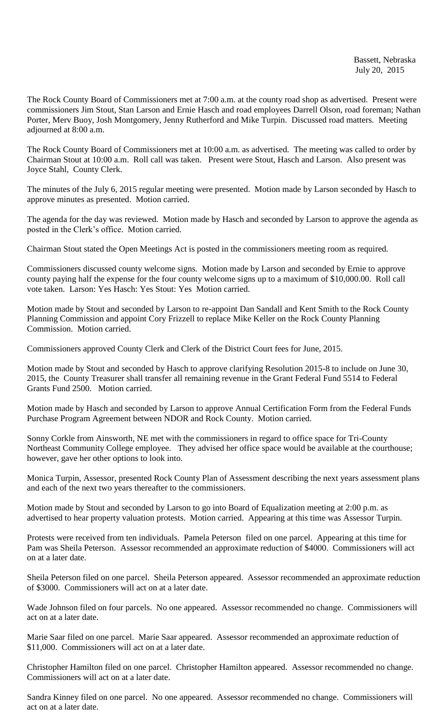Bassett, Nebraska
July 20, 2015

The Rock County Board of Commissioners met at 7:00 a.m. at the county road shop as advertised. Present were commissioners Jim Stout, Stan Larson and Ernie Hasch and road employees Darrell Olson, road foreman; Nathan Porter, Merv Buoy, Josh Montgomery, Jenny Rutherford and Mike Turpin. Discussed road matters. Meeting adjourned at 8:00 a.m.

The Rock County Board of Commissioners met at 10:00 a.m. as advertised. The meeting was called to order by Chairman Stout at 10:00 a.m. Roll call was taken. Present were Stout, Hasch and Larson. Also present was Joyce Stahl, County Clerk.

The minutes of the July 6, 2015 regular meeting were presented. Motion made by Larson seconded by Hasch to approve minutes as presented. Motion carried.

The agenda for the day was reviewed. Motion made by Hasch and seconded by Larson to approve the agenda as posted in the Clerk's office. Motion carried.

Chairman Stout stated the Open Meetings Act is posted in the commissioners meeting room as required.

Commissioners discussed county welcome signs. Motion made by Larson and seconded by Ernie to approve county paying half the expense for the four county welcome signs up to a maximum of $10,000.00. Roll call vote taken. Larson: Yes Hasch: Yes Stout: Yes Motion carried.

Motion made by Stout and seconded by Larson to re-appoint Dan Sandall and Kent Smith to the Rock County Planning Commission and appoint Cory Frizzell to replace Mike Keller on the Rock County Planning Commission. Motion carried.

Commissioners approved County Clerk and Clerk of the District Court fees for June, 2015.

Motion made by Stout and seconded by Hasch to approve clarifying Resolution 2015-8 to include on June 30, 2015, the County Treasurer shall transfer all remaining revenue in the Grant Federal Fund 5514 to Federal Grants Fund 2500. Motion carried.

Motion made by Hasch and seconded by Larson to approve Annual Certification Form from the Federal Funds Purchase Program Agreement between NDOR and Rock County. Motion carried.

Sonny Corkle from Ainsworth, NE met with the commissioners in regard to office space for Tri-County Northeast Community College employee. They advised her office space would be available at the courthouse; however, gave her other options to look into.

Monica Turpin, Assessor, presented Rock County Plan of Assessment describing the next years assessment plans and each of the next two years thereafter to the commissioners.

Motion made by Stout and seconded by Larson to go into Board of Equalization meeting at 2:00 p.m. as advertised to hear property valuation protests. Motion carried. Appearing at this time was Assessor Turpin.

Protests were received from ten individuals. Pamela Peterson filed on one parcel. Appearing at this time for Pam was Sheila Peterson. Assessor recommended an approximate reduction of $4000. Commissioners will act on at a later date.

Sheila Peterson filed on one parcel. Sheila Peterson appeared. Assessor recommended an approximate reduction of $3000. Commissioners will act on at a later date.

Wade Johnson filed on four parcels. No one appeared. Assessor recommended no change. Commissioners will act on at a later date.

Marie Saar filed on one parcel. Marie Saar appeared. Assessor recommended an approximate reduction of $11,000. Commissioners will act on at a later date.

Christopher Hamilton filed on one parcel. Christopher Hamilton appeared. Assessor recommended no change. Commissioners will act on at a later date.

Sandra Kinney filed on one parcel. No one appeared. Assessor recommended no change. Commissioners will act on at a later date.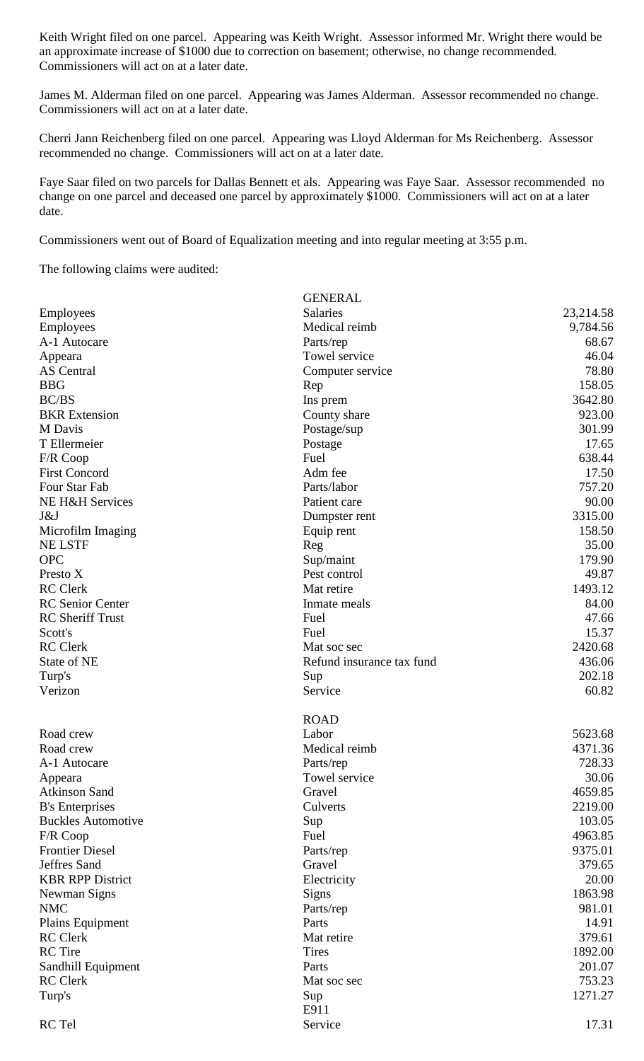Keith Wright filed on one parcel. Appearing was Keith Wright. Assessor informed Mr. Wright there would be an approximate increase of $1000 due to correction on basement; otherwise, no change recommended. Commissioners will act on at a later date.

James M. Alderman filed on one parcel. Appearing was James Alderman. Assessor recommended no change. Commissioners will act on at a later date.

Cherri Jann Reichenberg filed on one parcel. Appearing was Lloyd Alderman for Ms Reichenberg. Assessor recommended no change. Commissioners will act on at a later date.

Faye Saar filed on two parcels for Dallas Bennett et als. Appearing was Faye Saar. Assessor recommended no change on one parcel and deceased one parcel by approximately $1000. Commissioners will act on at a later date.

Commissioners went out of Board of Equalization meeting and into regular meeting at 3:55 p.m.

The following claims were audited:

| | GENERAL | |
|---|---|---|
| Employees | Salaries | 23,214.58 |
| Employees | Medical reimb | 9,784.56 |
| A-1 Autocare | Parts/rep | 68.67 |
| Appeara | Towel service | 46.04 |
| AS Central | Computer service | 78.80 |
| BBG | Rep | 158.05 |
| BC/BS | Ins prem | 3642.80 |
| BKR Extension | County share | 923.00 |
| M Davis | Postage/sup | 301.99 |
| T Ellermeier | Postage | 17.65 |
| F/R Coop | Fuel | 638.44 |
| First Concord | Adm fee | 17.50 |
| Four Star Fab | Parts/labor | 757.20 |
| NE H&H Services | Patient care | 90.00 |
| J&J | Dumpster rent | 3315.00 |
| Microfilm Imaging | Equip rent | 158.50 |
| NE LSTF | Reg | 35.00 |
| OPC | Sup/maint | 179.90 |
| Presto X | Pest control | 49.87 |
| RC Clerk | Mat retire | 1493.12 |
| RC Senior Center | Inmate meals | 84.00 |
| RC Sheriff Trust | Fuel | 47.66 |
| Scott's | Fuel | 15.37 |
| RC Clerk | Mat soc sec | 2420.68 |
| State of NE | Refund insurance tax fund | 436.06 |
| Turp's | Sup | 202.18 |
| Verizon | Service | 60.82 |
| | ROAD | |
| Road crew | Labor | 5623.68 |
| Road crew | Medical reimb | 4371.36 |
| A-1 Autocare | Parts/rep | 728.33 |
| Appeara | Towel service | 30.06 |
| Atkinson Sand | Gravel | 4659.85 |
| B's Enterprises | Culverts | 2219.00 |
| Buckles Automotive | Sup | 103.05 |
| F/R Coop | Fuel | 4963.85 |
| Frontier Diesel | Parts/rep | 9375.01 |
| Jeffres Sand | Gravel | 379.65 |
| KBR RPP District | Electricity | 20.00 |
| Newman Signs | Signs | 1863.98 |
| NMC | Parts/rep | 981.01 |
| Plains Equipment | Parts | 14.91 |
| RC Clerk | Mat retire | 379.61 |
| RC Tire | Tires | 1892.00 |
| Sandhill Equipment | Parts | 201.07 |
| RC Clerk | Mat soc sec | 753.23 |
| Turp's | Sup | 1271.27 |
| | E911 | |
| RC Tel | Service | 17.31 |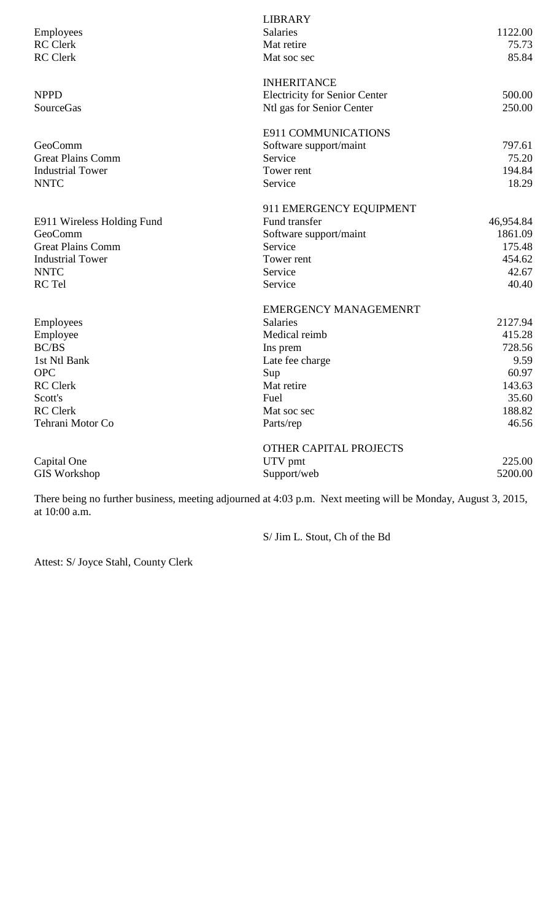| | | |
|---|---|---|
| | LIBRARY | |
| Employees | Salaries | 1122.00 |
| RC Clerk | Mat retire | 75.73 |
| RC Clerk | Mat soc sec | 85.84 |
| | INHERITANCE | |
| NPPD | Electricity for Senior Center | 500.00 |
| SourceGas | Ntl gas for Senior Center | 250.00 |
| | E911 COMMUNICATIONS | |
| GeoComm | Software support/maint | 797.61 |
| Great Plains Comm | Service | 75.20 |
| Industrial Tower | Tower rent | 194.84 |
| NNTC | Service | 18.29 |
| | 911 EMERGENCY EQUIPMENT | |
| E911 Wireless Holding Fund | Fund transfer | 46,954.84 |
| GeoComm | Software support/maint | 1861.09 |
| Great Plains Comm | Service | 175.48 |
| Industrial Tower | Tower rent | 454.62 |
| NNTC | Service | 42.67 |
| RC Tel | Service | 40.40 |
| | EMERGENCY MANAGEMENRT | |
| Employees | Salaries | 2127.94 |
| Employee | Medical reimb | 415.28 |
| BC/BS | Ins prem | 728.56 |
| 1st Ntl Bank | Late fee charge | 9.59 |
| OPC | Sup | 60.97 |
| RC Clerk | Mat retire | 143.63 |
| Scott's | Fuel | 35.60 |
| RC Clerk | Mat soc sec | 188.82 |
| Tehrani Motor Co | Parts/rep | 46.56 |
| | OTHER CAPITAL PROJECTS | |
| Capital One | UTV pmt | 225.00 |
| GIS Workshop | Support/web | 5200.00 |

There being no further business, meeting adjourned at 4:03 p.m. Next meeting will be Monday, August 3, 2015, at 10:00 a.m.

S/ Jim L. Stout, Ch of the Bd

Attest: S/ Joyce Stahl, County Clerk